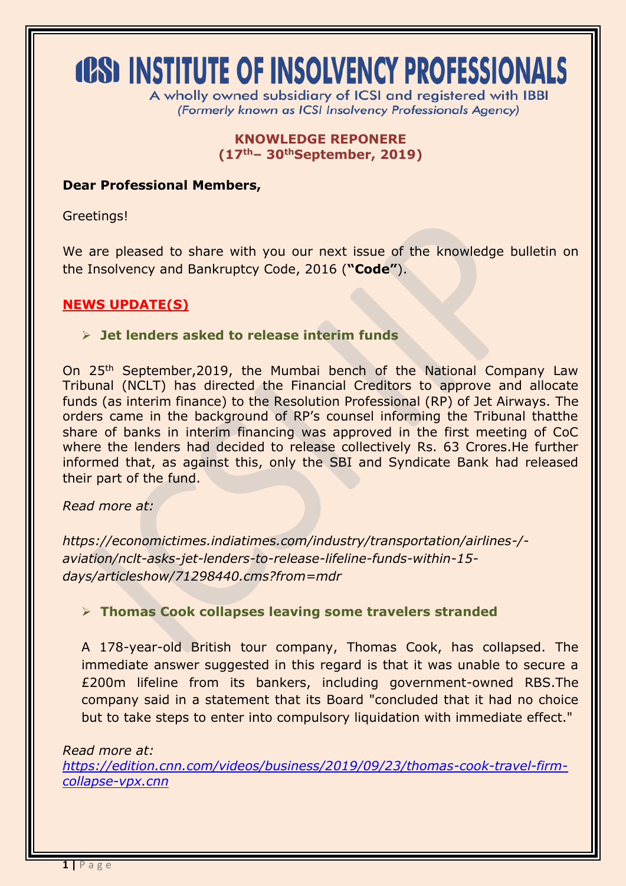# ICSI INSTITUTE OF INSOLVENCY PROFESSIONALS

A wholly owned subsidiary of ICSI and registered with IBBI
*(Formerly known as ICSI Insolvency Professionals Agency)*

**KNOWLEDGE REPONERE**
**(17th– 30thSeptember, 2019)**

**Dear Professional Members,**

Greetings!

We are pleased to share with you our next issue of the knowledge bulletin on the Insolvency and Bankruptcy Code, 2016 (**"Code"**).

## NEWS UPDATE(S)

### ➢ Jet lenders asked to release interim funds

On 25th September,2019, the Mumbai bench of the National Company Law Tribunal (NCLT) has directed the Financial Creditors to approve and allocate funds (as interim finance) to the Resolution Professional (RP) of Jet Airways. The orders came in the background of RP's counsel informing the Tribunal thatthe share of banks in interim financing was approved in the first meeting of CoC where the lenders had decided to release collectively Rs. 63 Crores.He further informed that, as against this, only the SBI and Syndicate Bank had released their part of the fund.

*Read more at:*

*https://economictimes.indiatimes.com/industry/transportation/airlines-/-aviation/nclt-asks-jet-lenders-to-release-lifeline-funds-within-15-days/articleshow/71298440.cms?from=mdr*

### ➢ Thomas Cook collapses leaving some travelers stranded

A 178-year-old British tour company, Thomas Cook, has collapsed. The immediate answer suggested in this regard is that it was unable to secure a £200m lifeline from its bankers, including government-owned RBS.The company said in a statement that its Board "concluded that it had no choice but to take steps to enter into compulsory liquidation with immediate effect."

*Read more at:*
*https://edition.cnn.com/videos/business/2019/09/23/thomas-cook-travel-firm-collapse-vpx.cnn*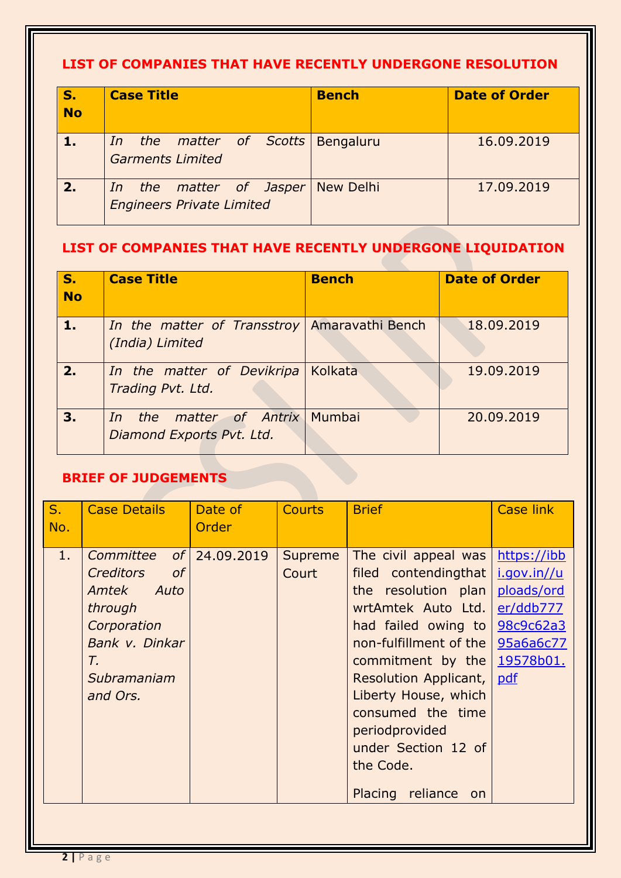## LIST OF COMPANIES THAT HAVE RECENTLY UNDERGONE RESOLUTION

| S. No | Case Title | Bench | Date of Order |
|---|---|---|---|
| 1. | *In the matter of Scotts Garments Limited* | Bengaluru | 16.09.2019 |
| 2. | *In the matter of Jasper Engineers Private Limited* | New Delhi | 17.09.2019 |

## LIST OF COMPANIES THAT HAVE RECENTLY UNDERGONE LIQUIDATION

| S. No | Case Title | Bench | Date of Order |
|---|---|---|---|
| 1. | *In the matter of Transstroy (India) Limited* | Amaravathi Bench | 18.09.2019 |
| 2. | *In the matter of Devikripa Trading Pvt. Ltd.* | Kolkata | 19.09.2019 |
| 3. | *In the matter of Antrix Diamond Exports Pvt. Ltd.* | Mumbai | 20.09.2019 |

## BRIEF OF JUDGEMENTS

| S. No. | Case Details | Date of Order | Courts | Brief | Case link |
|---|---|---|---|---|---|
| 1. | *Committee of Creditors of Amtek Auto through Corporation Bank v. Dinkar T. Subramaniam and Ors.* | 24.09.2019 | Supreme Court | The civil appeal was filed contendingthat the resolution plan wrtAmtek Auto Ltd. had failed owing to non-fulfillment of the commitment by the Resolution Applicant, Liberty House, which consumed the time periodprovided under Section 12 of the Code.<br><br>Placing reliance on | [https://ibbi.gov.in//uploads/order/ddb77798c9c62a395a6a6c7719578b01.pdf](https://ibbi.gov.in//uploads/order/ddb77798c9c62a395a6a6c7719578b01.pdf) |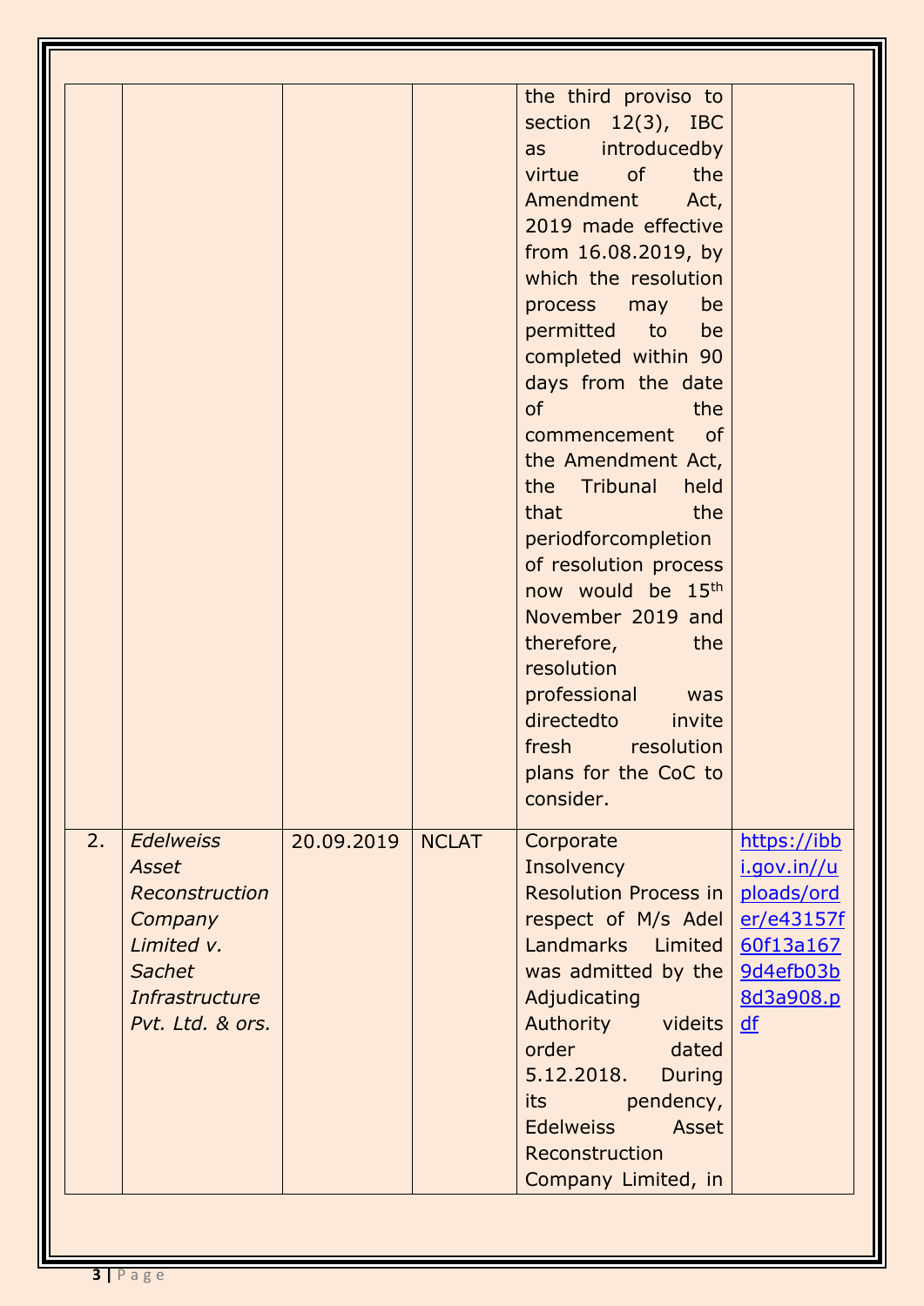| | | | | | |
|---|---|---|---|---|---|
| | | | | the third proviso to section 12(3), IBC as introducedby virtue of the Amendment Act, 2019 made effective from 16.08.2019, by which the resolution process may be permitted to be completed within 90 days from the date of the commencement of the Amendment Act, the Tribunal held that the periodforcompletion of resolution process now would be 15th November 2019 and therefore, the resolution professional was directedto invite fresh resolution plans for the CoC to consider. | |
| 2. | *Edelweiss Asset Reconstruction Company Limited v. Sachet Infrastructure Pvt. Ltd. & ors.* | 20.09.2019 | NCLAT | Corporate Insolvency Resolution Process in respect of M/s Adel Landmarks Limited was admitted by the Adjudicating Authority videits order dated 5.12.2018. During its pendency, Edelweiss Asset Reconstruction Company Limited, in | https://ibbi.gov.in//uploads/order/e43157f60f13a1679d4efb03b8d3a908.pdf |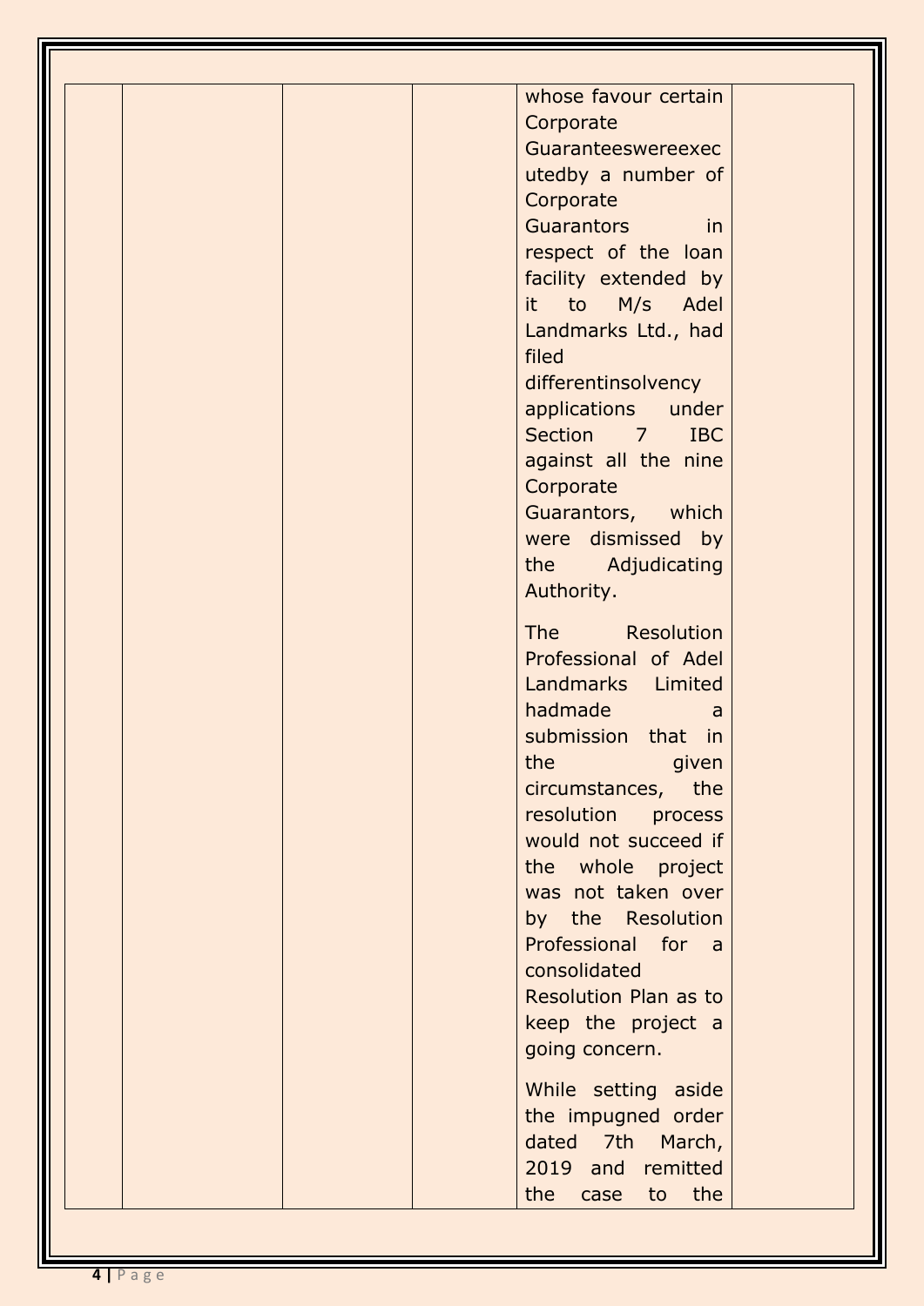| | | | | | |
|---|---|---|---|---|---|
| | | | | whose favour certain Corporate Guaranteeswereexecutedby a number of Corporate Guarantors in respect of the loan facility extended by it to M/s Adel Landmarks Ltd., had filed differentinsolvency applications under Section 7 IBC against all the nine Corporate Guarantors, which were dismissed by the Adjudicating Authority.<br><br>The Resolution Professional of Adel Landmarks Limited hadmade a submission that in the given circumstances, the resolution process would not succeed if the whole project was not taken over by the Resolution Professional for a consolidated Resolution Plan as to keep the project a going concern.<br><br>While setting aside the impugned order dated 7th March, 2019 and remitted the case to the | |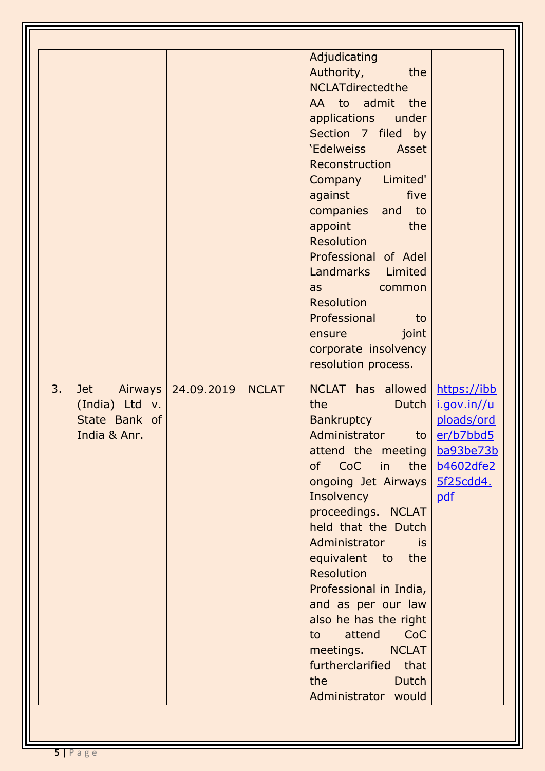| | | | | | |
|---|---|---|---|---|---|
| | | | | Adjudicating Authority, the NCLATdirectedthe AA to admit the applications under Section 7 filed by 'Edelweiss Asset Reconstruction Company Limited' against five companies and to appoint the Resolution Professional of Adel Landmarks Limited as common Resolution Professional to ensure joint corporate insolvency resolution process. | |
| 3. | Jet Airways (India) Ltd v. State Bank of India & Anr. | 24.09.2019 | NCLAT | NCLAT has allowed the Dutch Bankruptcy Administrator to attend the meeting of CoC in the ongoing Jet Airways Insolvency proceedings. NCLAT held that the Dutch Administrator is equivalent to the Resolution Professional in India, and as per our law also he has the right to attend CoC meetings. NCLAT furtherclarified that the Dutch Administrator would | https://ibbi.gov.in//uploads/order/b7bbd5ba93be73bb4602dfe25f25cdd4.pdf |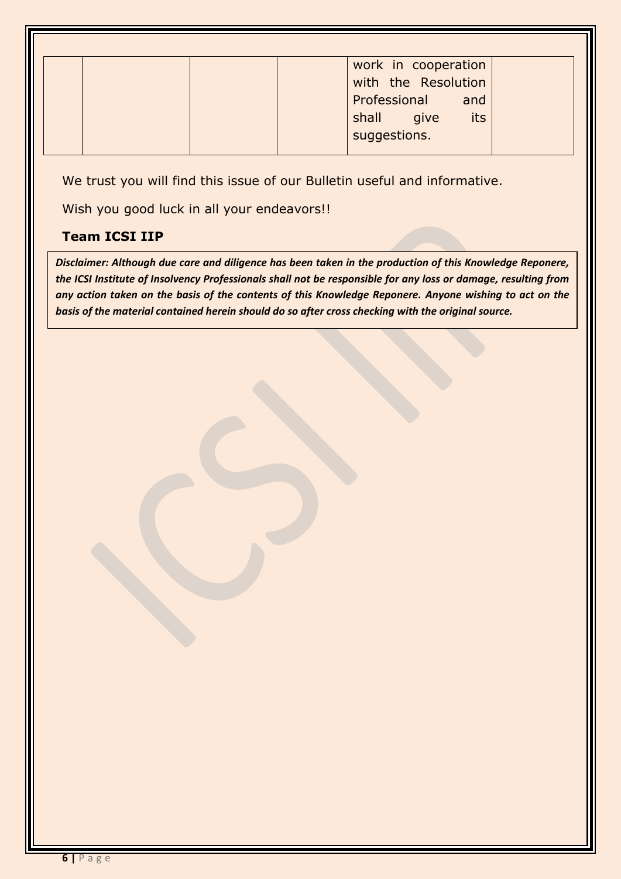| | | | | | |
|---|---|---|---|---|---|
| | | | | work in cooperation with the Resolution Professional and shall give its suggestions. | |

We trust you will find this issue of our Bulletin useful and informative.

Wish you good luck in all your endeavors!!

**Team ICSI IIP**

***Disclaimer: Although due care and diligence has been taken in the production of this Knowledge Reponere, the ICSI Institute of Insolvency Professionals shall not be responsible for any loss or damage, resulting from any action taken on the basis of the contents of this Knowledge Reponere. Anyone wishing to act on the basis of the material contained herein should do so after cross checking with the original source.***